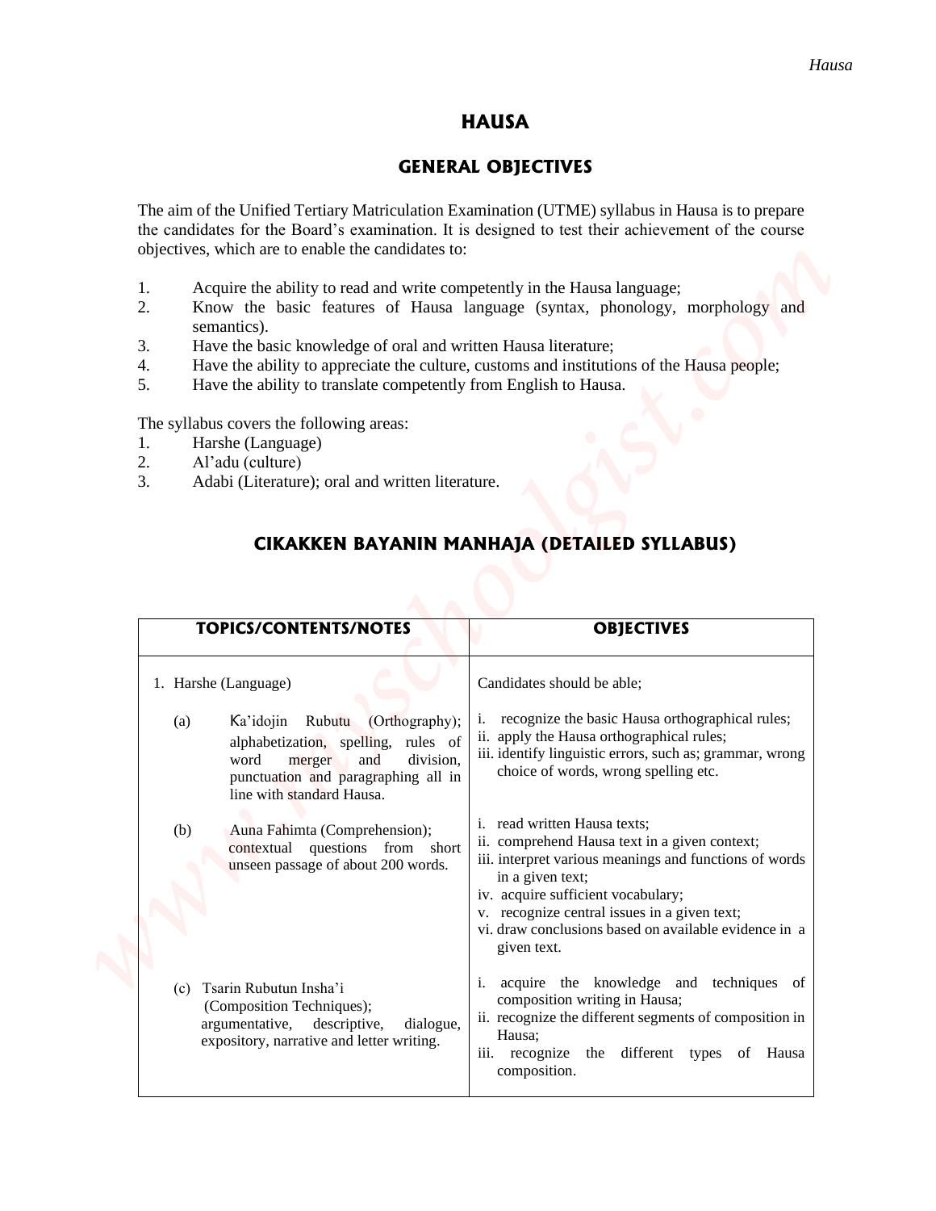# HAUSA

## GENERAL OBJECTIVES

The aim of the Unified Tertiary Matriculation Examination (UTME) syllabus in Hausa is to prepare the candidates for the Board's examination. It is designed to test their achievement of the course objectives, which are to enable the candidates to:

1. Acquire the ability to read and write competently in the Hausa language;
2. Know the basic features of Hausa language (syntax, phonology, morphology and semantics).
3. Have the basic knowledge of oral and written Hausa literature;
4. Have the ability to appreciate the culture, customs and institutions of the Hausa people;
5. Have the ability to translate competently from English to Hausa.

The syllabus covers the following areas:
1. Harshe (Language)
2. Al'adu (culture)
3. Adabi (Literature); oral and written literature.

## CIKAKKEN BAYANIN MANHAJA (DETAILED SYLLABUS)

| TOPICS/CONTENTS/NOTES | OBJECTIVES |
|---|---|
| 1. Harshe (Language) | Candidates should be able; |
| (a) Ƙa'idojin Rubutu (Orthography); alphabetization, spelling, rules of word merger and division, punctuation and paragraphing all in line with standard Hausa. | i. recognize the basic Hausa orthographical rules;<br>ii. apply the Hausa orthographical rules;<br>iii. identify linguistic errors, such as; grammar, wrong choice of words, wrong spelling etc. |
| (b) Auna Fahimta (Comprehension); contextual questions from short unseen passage of about 200 words. | i. read written Hausa texts;<br>ii. comprehend Hausa text in a given context;<br>iii. interpret various meanings and functions of words in a given text;<br>iv. acquire sufficient vocabulary;<br>v. recognize central issues in a given text;<br>vi. draw conclusions based on available evidence in a given text. |
| (c) Tsarin Rubutun Insha'i (Composition Techniques); argumentative, descriptive, dialogue, expository, narrative and letter writing. | i. acquire the knowledge and techniques of composition writing in Hausa;<br>ii. recognize the different segments of composition in Hausa;<br>iii. recognize the different types of Hausa composition. |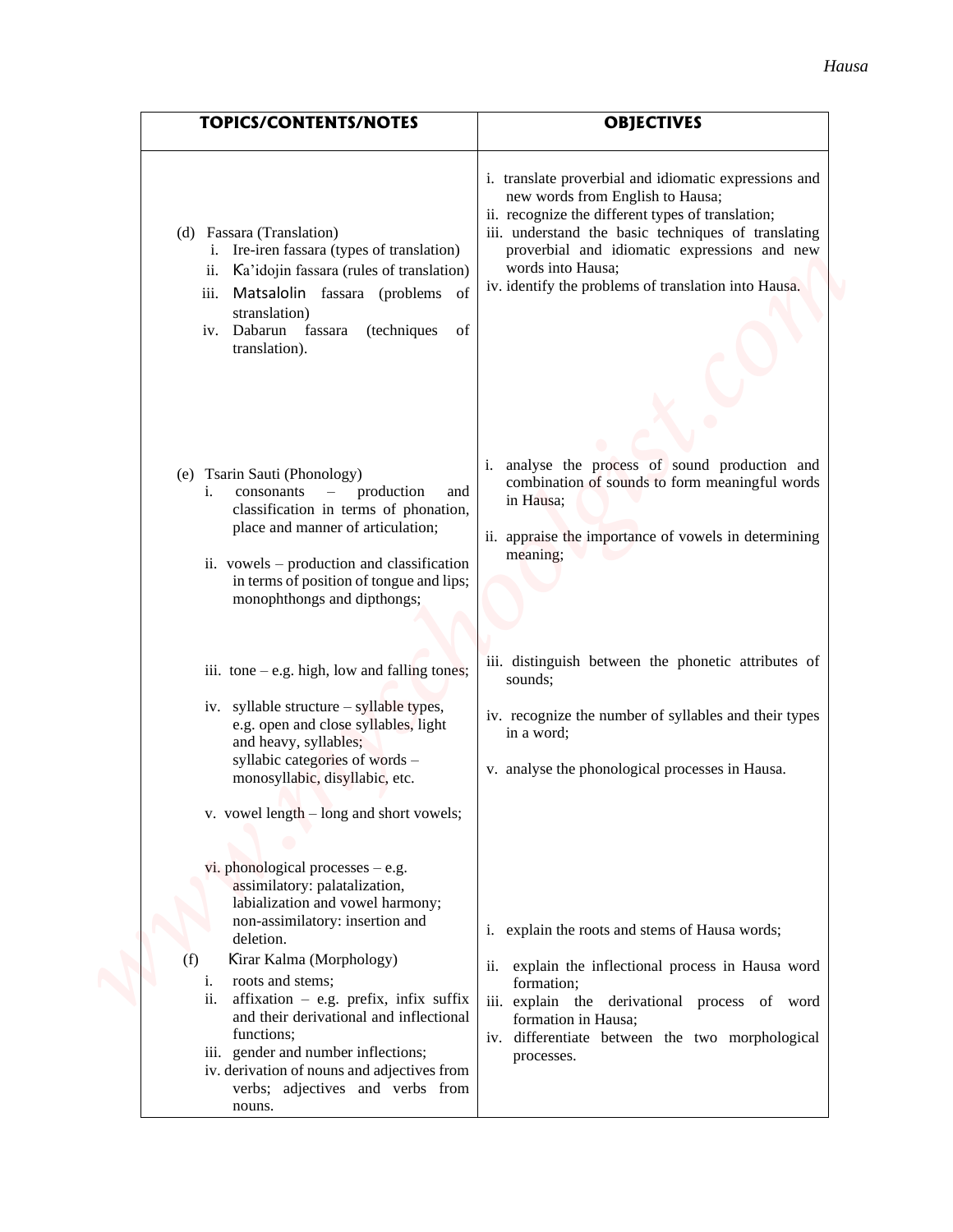| TOPICS/CONTENTS/NOTES | OBJECTIVES |
|---|---|
| (d) Fassara (Translation)<br>i. Ire-iren fassara (types of translation)<br>ii. Ƙa'idojin fassara (rules of translation)<br>iii. Matsalolin fassara (problems of stranslation)<br>iv. Dabarun fassara (techniques of translation). | i. translate proverbial and idiomatic expressions and new words from English to Hausa;<br>ii. recognize the different types of translation;<br>iii. understand the basic techniques of translating proverbial and idiomatic expressions and new words into Hausa;<br>iv. identify the problems of translation into Hausa. |
| (e) Tsarin Sauti (Phonology)<br>i. consonants – production and classification in terms of phonation, place and manner of articulation;<br>ii. vowels – production and classification in terms of position of tongue and lips; monophthongs and dipthongs;<br>iii. tone – e.g. high, low and falling tones;<br>iv. syllable structure – syllable types, e.g. open and close syllables, light and heavy, syllables; syllabic categories of words – monosyllabic, disyllabic, etc.<br>v. vowel length – long and short vowels;<br>vi. phonological processes – e.g. assimilatory: palatalization, labialization and vowel harmony; non-assimilatory: insertion and deletion. | i. analyse the process of sound production and combination of sounds to form meaningful words in Hausa;<br>ii. appraise the importance of vowels in determining meaning;<br>iii. distinguish between the phonetic attributes of sounds;<br>iv. recognize the number of syllables and their types in a word;<br>v. analyse the phonological processes in Hausa. |
| (f) Ƙirar Kalma (Morphology)<br>i. roots and stems;<br>ii. affixation – e.g. prefix, infix suffix and their derivational and inflectional functions;<br>iii. gender and number inflections;<br>iv. derivation of nouns and adjectives from verbs; adjectives and verbs from nouns. | i. explain the roots and stems of Hausa words;<br>ii. explain the inflectional process in Hausa word formation;<br>iii. explain the derivational process of word formation in Hausa;<br>iv. differentiate between the two morphological processes. |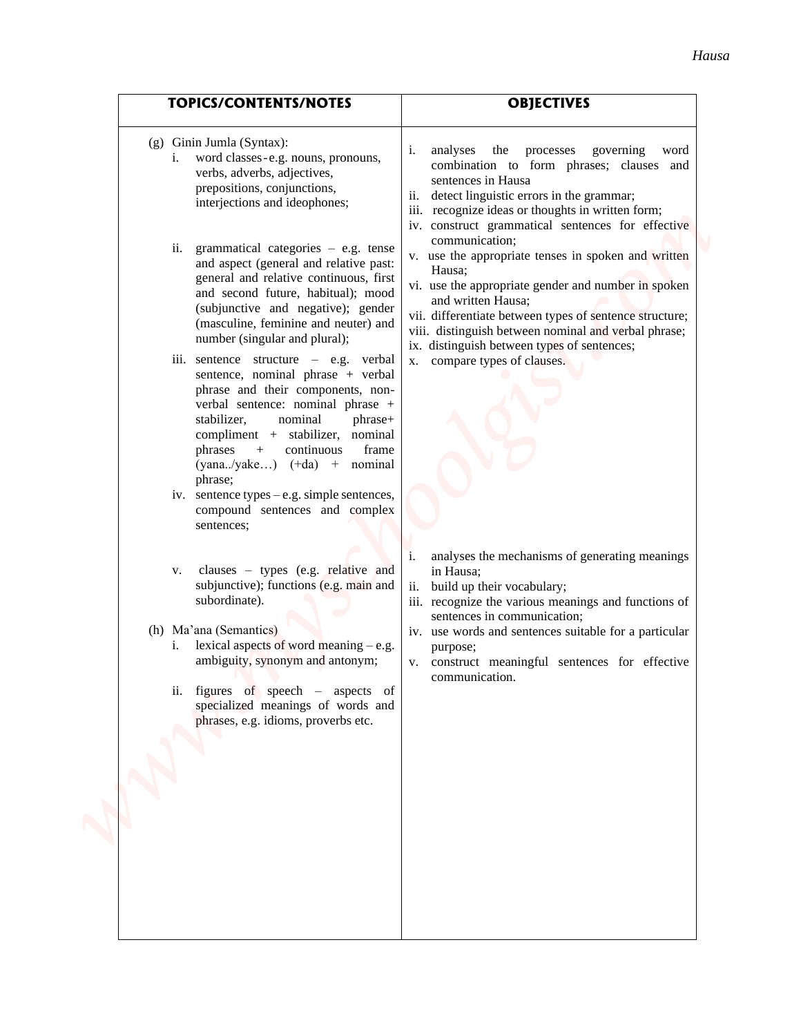| TOPICS/CONTENTS/NOTES | OBJECTIVES |
|---|---|
| (g) Ginin Jumla (Syntax):<br>i. word classes - e.g. nouns, pronouns, verbs, adverbs, adjectives, prepositions, conjunctions, interjections and ideophones;<br><br>ii. grammatical categories – e.g. tense and aspect (general and relative past: general and relative continuous, first and second future, habitual); mood (subjunctive and negative); gender (masculine, feminine and neuter) and number (singular and plural);<br><br>iii. sentence structure – e.g. verbal sentence, nominal phrase + verbal phrase and their components, non-verbal sentence: nominal phrase + stabilizer, nominal phrase+ compliment + stabilizer, nominal phrases + continuous frame (yana../yake…) (+da) + nominal phrase;<br><br>iv. sentence types – e.g. simple sentences, compound sentences and complex sentences;<br><br>v. clauses – types (e.g. relative and subjunctive); functions (e.g. main and subordinate). | i. analyses the processes governing word combination to form phrases; clauses and sentences in Hausa<br>ii. detect linguistic errors in the grammar;<br>iii. recognize ideas or thoughts in written form;<br>iv. construct grammatical sentences for effective communication;<br>v. use the appropriate tenses in spoken and written Hausa;<br>vi. use the appropriate gender and number in spoken and written Hausa;<br>vii. differentiate between types of sentence structure;<br>viii. distinguish between nominal and verbal phrase;<br>ix. distinguish between types of sentences;<br>x. compare types of clauses. |
| (h) Ma'ana (Semantics)<br>i. lexical aspects of word meaning – e.g. ambiguity, synonym and antonym;<br><br>ii. figures of speech – aspects of specialized meanings of words and phrases, e.g. idioms, proverbs etc. | i. analyses the mechanisms of generating meanings in Hausa;<br>ii. build up their vocabulary;<br>iii. recognize the various meanings and functions of sentences in communication;<br>iv. use words and sentences suitable for a particular purpose;<br>v. construct meaningful sentences for effective communication. |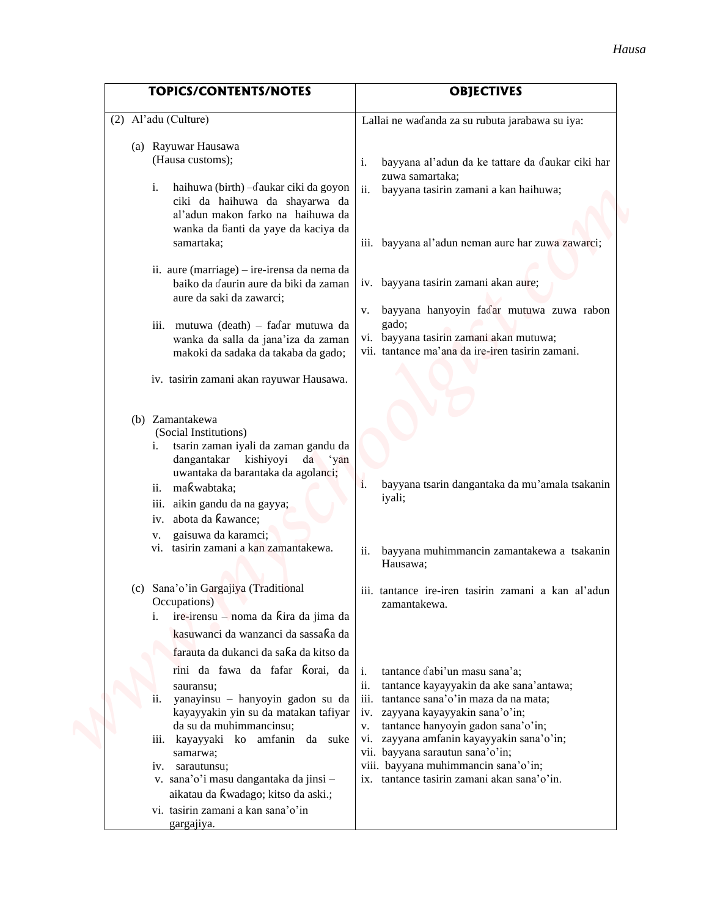| TOPICS/CONTENTS/NOTES | OBJECTIVES |
| --- | --- |
| (2) Al'adu (Culture) | Lallai ne waɗanda za su rubuta jarabawa su iya: |
| (a) Rayuwar Hausawa (Hausa customs);<br><br>i. haihuwa (birth) –ɗaukar ciki da goyon ciki da haihuwa da shayarwa da al'adun makon farko na haihuwa da wanka da ɓanti da yaye da kaciya da samartaka;<br><br>ii. aure (marriage) – ire-iren­sa da nema da baiko da ɗaurin aure da biki da zaman aure da saki da zawarci;<br><br>iii. mutuwa (death) – faɗar mutuwa da wanka da salla da jana'iza da zaman makoki da sadaka da takaba da gado;<br><br>iv. tasirin zamani akan rayuwar Hausawa. | i. bayyana al'adun da ke tattare da ɗaukar ciki har zuwa samartaka;<br>ii. bayyana tasirin zamani a kan haihuwa;<br><br>iii. bayyana al'adun neman aure har zuwa zawarci;<br><br>iv. bayyana tasirin zamani akan aure;<br><br>v. bayyana hanyoyin faɗar mutuwa zuwa rabon gado;<br>vi. bayyana tasirin zamani akan mutuwa;<br>vii. tantance ma'ana da ire-iren tasirin zamani. |
| (b) Zamantakewa (Social Institutions)<br>i. tsarin zaman iyali da zaman gandu da dangantakar kishiyoyi da 'yan uwantaka da barantaka da agolanci;<br>ii. maƙwabtaka;<br>iii. aikin gandu da na gayya;<br>iv. abota da ƙawance;<br>v. gaisuwa da karamci;<br>vi. tasirin zamani a kan zamantakewa. | i. bayyana tsarin dangantaka da mu'amala tsakanin iyali;<br><br>ii. bayyana muhimmancin zamantakewa a tsakanin Hausawa;<br><br>iii. tantance ire-iren tasirin zamani a kan al'adun zamantakewa. |
| (c) Sana'o'in Gargajiya (Traditional Occupations)<br>i. ire-irensu – noma da ƙira da jima da kasuwanci da wanzanci da sassaƙa da farauta da dukanci da saƙa da kitso da rini da fawa da fafar ƙorai, da sauransu;<br>ii. yanayinsu – hanyoyin gadon su da kayayyakin yin su da matakan tafiyar da su da muhimmancinsu;<br>iii. kayayyaki ko amfanin da suke samarwa;<br>iv. sarautunsu;<br>v. sana'o'i masu dangantaka da jinsi – aikatau da ƙwadago; kitso da aski.;<br>vi. tasirin zamani a kan sana'o'in gargajiya. | i. tantance ɗabi'un masu sana'a;<br>ii. tantance kayayyakin da ake sana'antawa;<br>iii. tantance sana'o'in maza da na mata;<br>iv. zayyana kayayyakin sana'o'in;<br>v. tantance hanyoyin gadon sana'o'in;<br>vi. zayyana amfanin kayayyakin sana'o'in;<br>vii. bayyana sarautun sana'o'in;<br>viii. bayyana muhimmancin sana'o'in;<br>ix. tantance tasirin zamani akan sana'o'in. |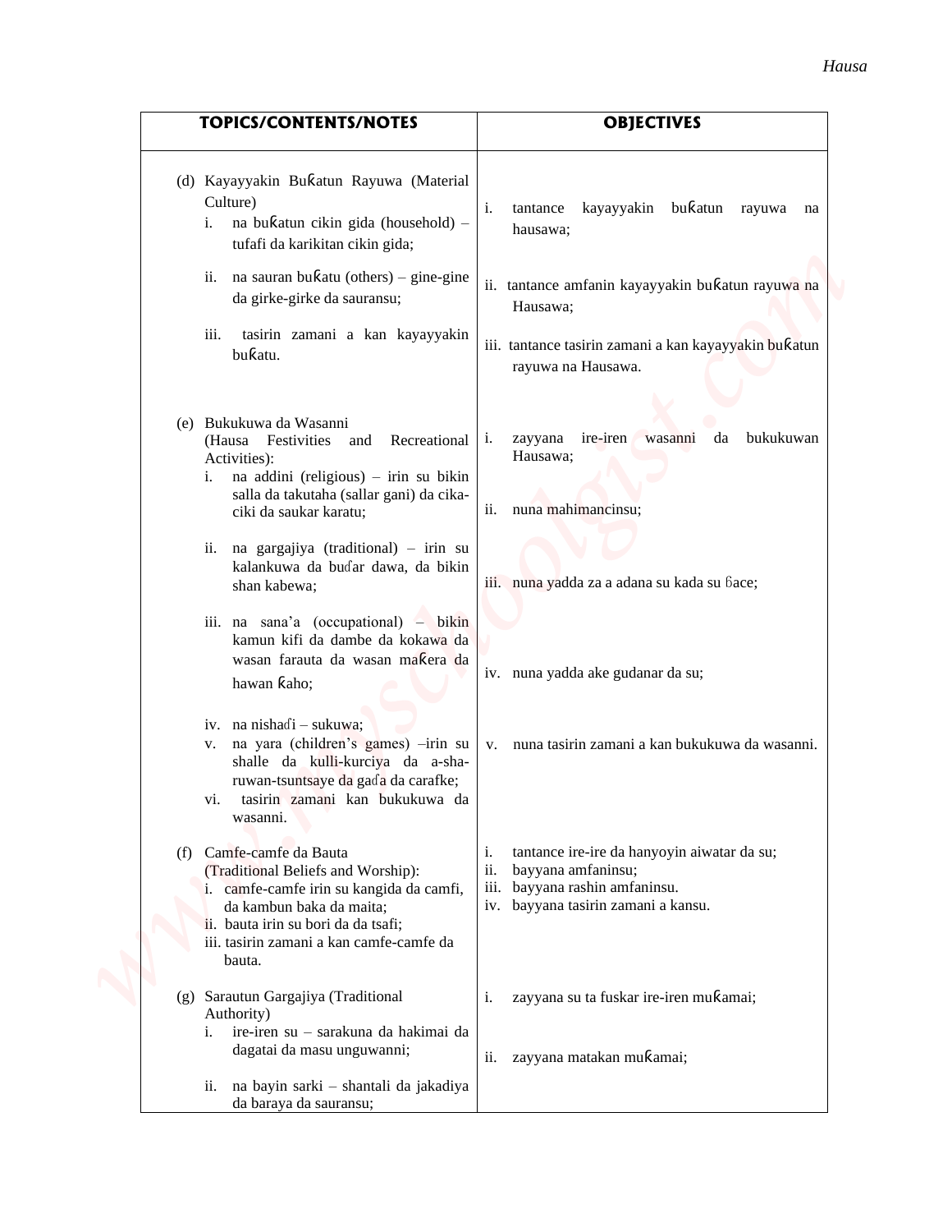| TOPICS/CONTENTS/NOTES | OBJECTIVES |
|---|---|
| (d) Kayayyakin Buƙatun Rayuwa (Material Culture)<br>i. na buƙatun cikin gida (household) – tufafi da karikitan cikin gida;<br>ii. na sauran buƙatu (others) – gine-gine da girke-girke da sauransu;<br>iii. tasirin zamani a kan kayayyakin buƙatu. | i. tantance kayayyakin buƙatun rayuwa na hausawa;<br>ii. tantance amfanin kayayyakin buƙatun rayuwa na Hausawa;<br>iii. tantance tasirin zamani a kan kayayyakin buƙatun rayuwa na Hausawa. |
| (e) Bukukuwa da Wasanni (Hausa Festivities and Recreational Activities):<br>i. na addini (religious) – irin su bikin salla da takutaha (sallar gani) da cika-ciki da saukar karatu;<br>ii. na gargajiya (traditional) – irin su kalankuwa da buɗar dawa, da bikin shan kabewa;<br>iii. na sana'a (occupational) – bikin kamun kifi da dambe da kokawa da wasan farauta da wasan maƙera da hawan ƙaho;<br>iv. na nishaɗi – sukuwa;<br>v. na yara (children's games) –irin su shalle da kulli-kurciya da a-sha-ruwan-tsuntsaye da gaɗa da carafke;<br>vi. tasirin zamani kan bukukuwa da wasanni. | i. zayyana ire-iren wasanni da bukukuwan Hausawa;<br>ii. nuna mahimancinsu;<br>iii. nuna yadda za a adana su kada su ɓace;<br>iv. nuna yadda ake gudanar da su;<br>v. nuna tasirin zamani a kan bukukuwa da wasanni. |
| (f) Camfe-camfe da Bauta (Traditional Beliefs and Worship):<br>i. camfe-camfe irin su kangida da camfi, da kambun baka da maita;<br>ii. bauta irin su bori da da tsafi;<br>iii. tasirin zamani a kan camfe-camfe da bauta. | i. tantance ire-ire da hanyoyin aiwatar da su;<br>ii. bayyana amfaninsu;<br>iii. bayyana rashin amfaninsu.<br>iv. bayyana tasirin zamani a kansu. |
| (g) Sarautun Gargajiya (Traditional Authority)<br>i. ire-iren su – sarakuna da hakimai da dagatai da masu unguwanni;<br>ii. na bayin sarki – shantali da jakadiya da baraya da sauransu; | i. zayyana su ta fuskar ire-iren muƙamai;<br>ii. zayyana matakan muƙamai; |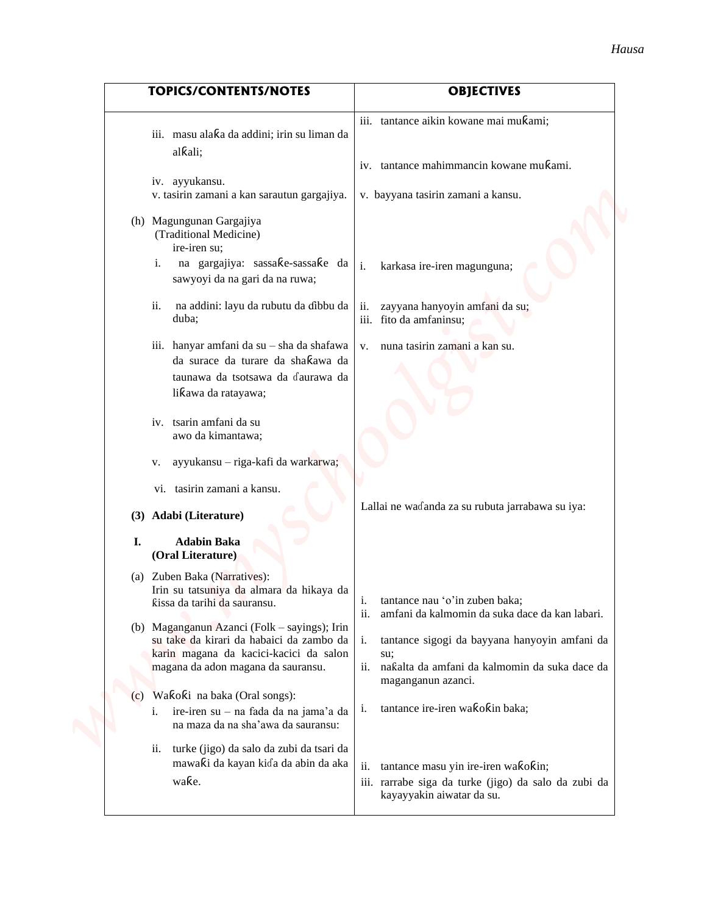| TOPICS/CONTENTS/NOTES | OBJECTIVES |
|---|---|
| iii. masu alaƙa da addini; irin su liman da alƙali;<br>iv. ayyukansu.<br>v. tasirin zamani a kan sarautun gargajiya. | iii. tantance aikin kowane mai muƙami;<br>iv. tantance mahimmancin kowane muƙami.<br>v. bayyana tasirin zamani a kansu. |
| (h) Magungunan Gargajiya (Traditional Medicine)<br>ire-iren su;<br>i. na gargajiya: sassaƙe-sassaƙe da sawyoyi da na gari da na ruwa;<br>ii. na addini: layu da rubutu da ɗibbu da duba;<br>iii. hanyar amfani da su – sha da shafawa da surace da turare da shaƙawa da taunawa da tsotsawa da ɗaurawa da liƙawa da ratayawa;<br>iv. tsarin amfani da su awo da kimantawa;<br>v. ayyukansu – riga-kafi da warkarwa;<br>vi. tasirin zamani a kansu. | i. karkasa ire-iren magunguna;<br>ii. zayyana hanyoyin amfani da su;<br>iii. fito da amfaninsu;<br>v. nuna tasirin zamani a kan su. |
| **(3) Adabi (Literature)**<br>**I. Adabin Baka (Oral Literature)** | Lallai ne waɗanda za su rubuta jarrabawa su iya: |
| (a) Zuben Baka (Narratives): Irin su tatsuniya da almara da hikaya da ƙissa da tarihi da sauransu. | i. tantance nau 'o'in zuben baka;<br>ii. amfani da kalmomin da suka dace da kan labari. |
| (b) Maganganun Azanci (Folk – sayings); Irin su take da kirari da habaici da zambo da karin magana da kacici-kacici da salon magana da adon magana da sauransu. | i. tantance sigogi da bayyana hanyoyin amfani da su;<br>ii. naƙalta da amfani da kalmomin da suka dace da maganganun azanci. |
| (c) Waƙoƙi na baka (Oral songs):<br>i. ire-iren su – na fada da na jama'a da na maza da na sha'awa da sauransu:<br>ii. turke (jigo) da salo da zubi da tsari da mawaƙi da kayan kiɗa da abin da aka waƙe. | i. tantance ire-iren waƙoƙin baka;<br>ii. tantance masu yin ire-iren waƙoƙin;<br>iii. rarrabe siga da turke (jigo) da salo da zubi da kayayyakin aiwatar da su. |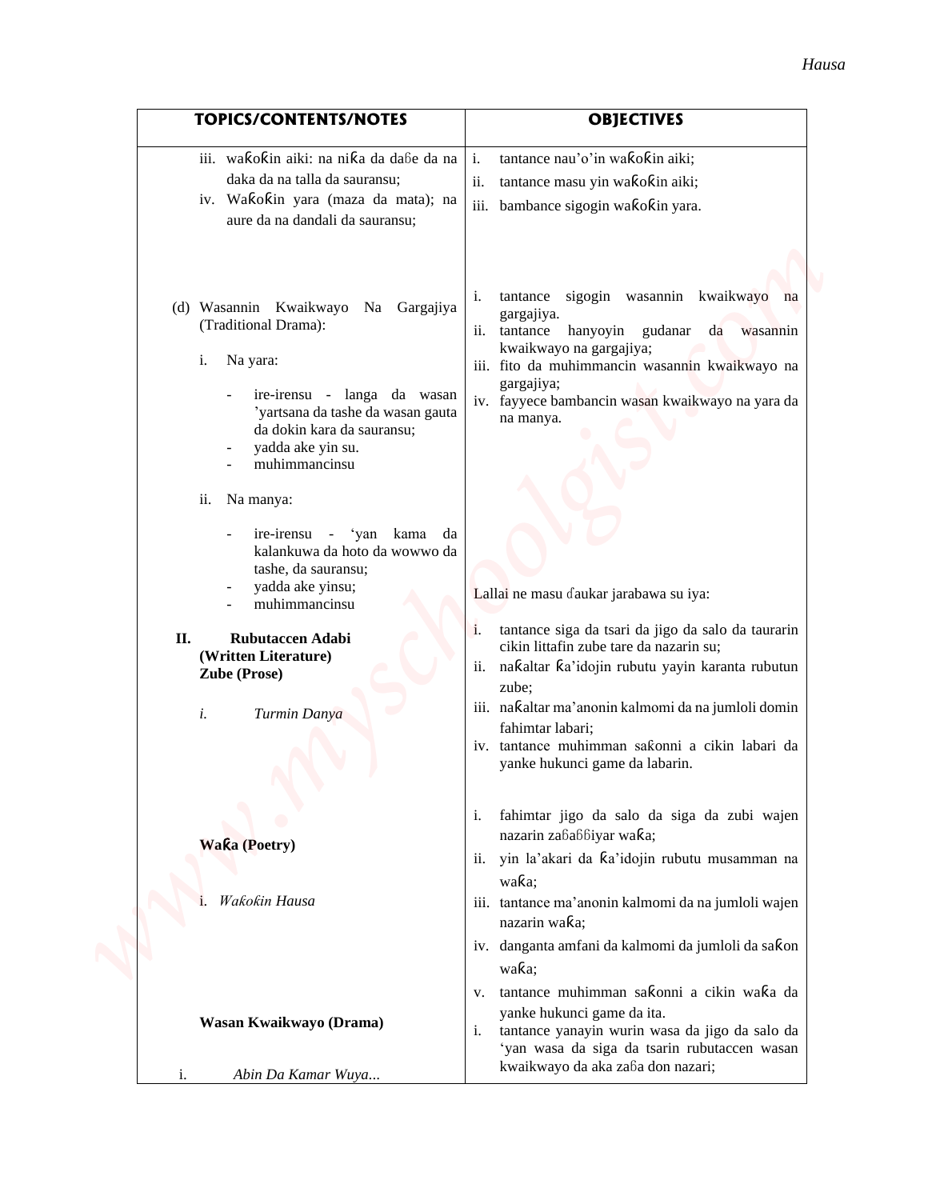| TOPICS/CONTENTS/NOTES | OBJECTIVES |
| --- | --- |
| iii. waƙoƙin aiki: na niƙa da daɓe da na daka da na talla da sauransu;<br>iv. Waƙoƙin yara (maza da mata); na aure da na dandali da sauransu; | i. tantance nau'o'in waƙoƙin aiki;<br>ii. tantance masu yin waƙoƙin aiki;<br>iii. bambance sigogin waƙoƙin yara. |
| (d) Wasannin Kwaikwayo Na Gargajiya (Traditional Drama):<br><br>i. Na yara:<br>- ire-irensu - langa da wasan 'yartsana da tashe da wasan gauta da dokin kara da sauransu;<br>- yadda ake yin su.<br>- muhimmancinsu<br><br>ii. Na manya:<br>- ire-irensu - 'yan kama da kalankuwa da hoto da wowwo da tashe, da sauransu;<br>- yadda ake yinsu;<br>- muhimmancinsu | i. tantance sigogin wasannin kwaikwayo na gargajiya.<br>ii. tantance hanyoyin gudanar da wasannin kwaikwayo na gargajiya;<br>iii. fito da muhimmancin wasannin kwaikwayo na gargajiya;<br>iv. fayyece bambancin wasan kwaikwayo na yara da na manya. |
| **II. Rubutaccen Adabi (Written Literature)**<br>**Zube (Prose)**<br><br>*i. Turmin Danya* | Lallai ne masu ɗaukar jarabawa su iya:<br><br>i. tantance siga da tsari da jigo da salo da taurarin cikin littafin zube tare da nazarin su;<br>ii. naƙaltar ƙa'idojin rubutu yayin karanta rubutun zube;<br>iii. naƙaltar ma'anonin kalmomi da na jumloli domin fahimtar labari;<br>iv. tantance muhimman saƙonni a cikin labari da yanke hukunci game da labarin. |
| **Waƙa (Poetry)**<br><br>i. *Waƙoƙin Hausa* | i. fahimtar jigo da salo da siga da zubi wajen nazarin zaɓaɓɓiyar waƙa;<br>ii. yin la'akari da ƙa'idojin rubutu musamman na waƙa;<br>iii. tantance ma'anonin kalmomi da na jumloli wajen nazarin waƙa;<br>iv. danganta amfani da kalmomi da jumloli da saƙon waƙa;<br>v. tantance muhimman saƙonni a cikin waƙa da yanke hukunci game da ita. |
| **Wasan Kwaikwayo (Drama)**<br><br>i. *Abin Da Kamar Wuya...* | i. tantance yanayin wurin wasa da jigo da salo da 'yan wasa da siga da tsarin rubutaccen wasan kwaikwayo da aka zaɓa don nazari; |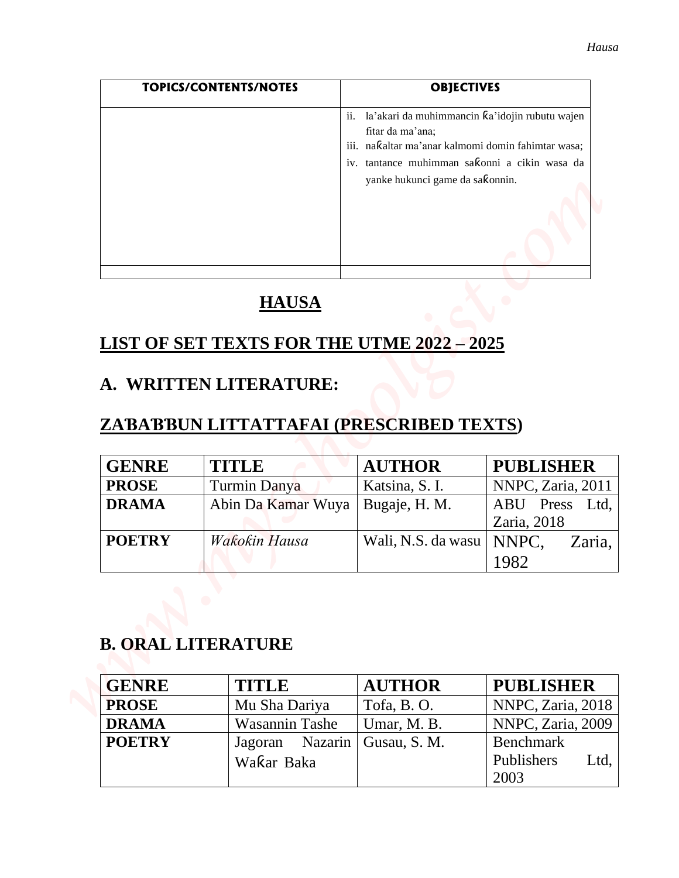| TOPICS/CONTENTS/NOTES | OBJECTIVES |
| --- | --- |
| | ii. la'akari da muhimmancin ƙa'idojin rubutu wajen fitar da ma'ana;<br>iii. naƙaltar ma'anar kalmomi domin fahimtar wasa;<br>iv. tantance muhimman saƙonni a cikin wasa da yanke hukunci game da saƙonnin. |
| | |

# HAUSA

## LIST OF SET TEXTS FOR THE UTME 2022 – 2025

## A. WRITTEN LITERATURE:

## ZAƁAƁƁUN LITTATTAFAI (PRESCRIBED TEXTS)

| GENRE | TITLE | AUTHOR | PUBLISHER |
| --- | --- | --- | --- |
| **PROSE** | Turmin Danya | Katsina, S. I. | NNPC, Zaria, 2011 |
| **DRAMA** | Abin Da Kamar Wuya | Bugaje, H. M. | ABU Press Ltd, Zaria, 2018 |
| **POETRY** | *Waƙoƙin Hausa* | Wali, N.S. da wasu | NNPC, Zaria, 1982 |

## B. ORAL LITERATURE

| GENRE | TITLE | AUTHOR | PUBLISHER |
| --- | --- | --- | --- |
| **PROSE** | Mu Sha Dariya | Tofa, B. O. | NNPC, Zaria, 2018 |
| **DRAMA** | Wasannin Tashe | Umar, M. B. | NNPC, Zaria, 2009 |
| **POETRY** | Jagoran Nazarin Waƙar Baka | Gusau, S. M. | Benchmark Publishers Ltd, 2003 |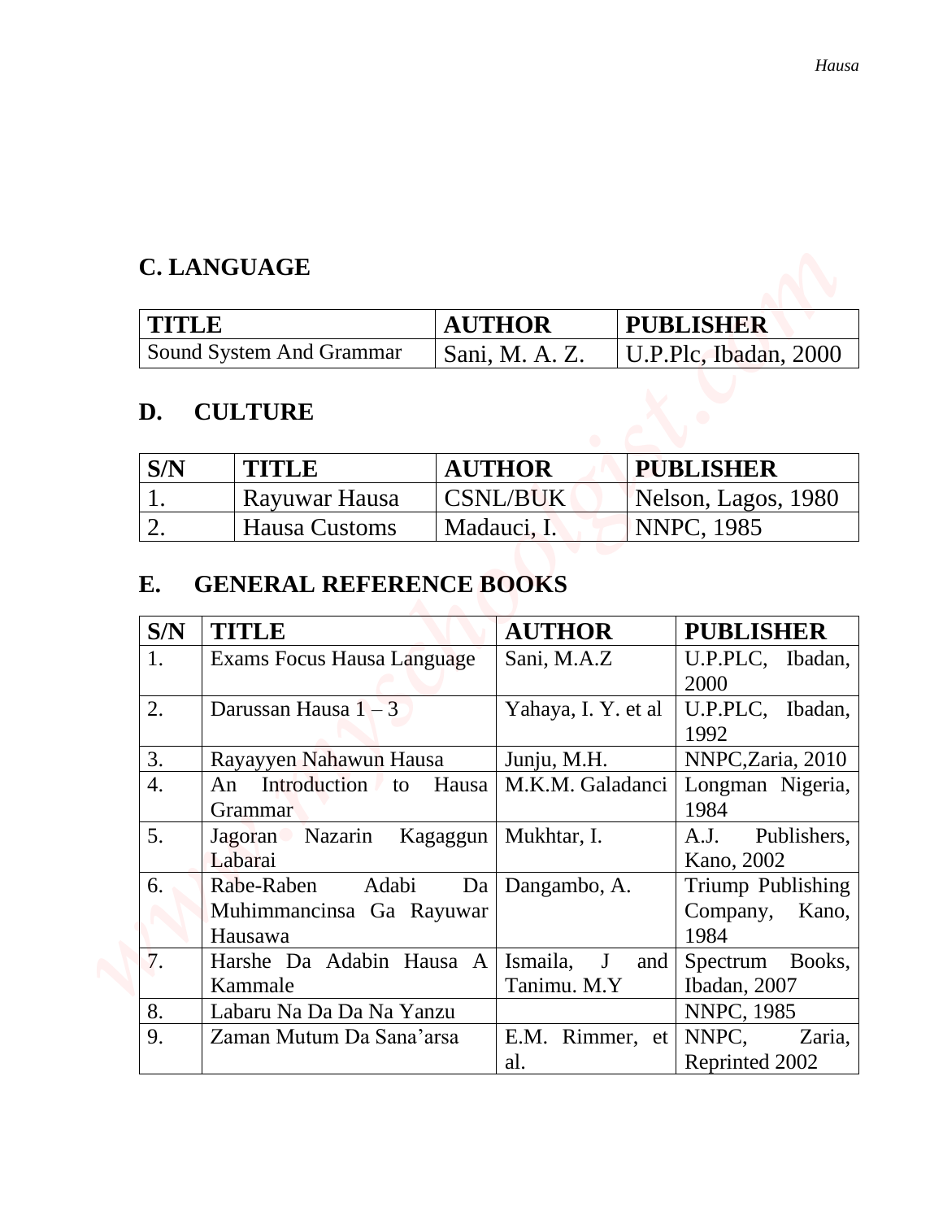## C. LANGUAGE

| TITLE | AUTHOR | PUBLISHER |
|---|---|---|
| Sound System And Grammar | Sani, M. A. Z. | U.P.Plc, Ibadan, 2000 |

## D. CULTURE

| S/N | TITLE | AUTHOR | PUBLISHER |
|---|---|---|---|
| 1. | Rayuwar Hausa | CSNL/BUK | Nelson, Lagos, 1980 |
| 2. | Hausa Customs | Madauci, I. | NNPC, 1985 |

## E. GENERAL REFERENCE BOOKS

| S/N | TITLE | AUTHOR | PUBLISHER |
|---|---|---|---|
| 1. | Exams Focus Hausa Language | Sani, M.A.Z | U.P.PLC, Ibadan, 2000 |
| 2. | Darussan Hausa 1 – 3 | Yahaya, I. Y. et al | U.P.PLC, Ibadan, 1992 |
| 3. | Rayayyen Nahawun Hausa | Junju, M.H. | NNPC,Zaria, 2010 |
| 4. | An Introduction to Hausa Grammar | M.K.M. Galadanci | Longman Nigeria, 1984 |
| 5. | Jagoran Nazarin Kagaggun Labarai | Mukhtar, I. | A.J. Publishers, Kano, 2002 |
| 6. | Rabe-Raben Adabi Da Muhimmancinsa Ga Rayuwar Hausawa | Dangambo, A. | Triump Publishing Company, Kano, 1984 |
| 7. | Harshe Da Adabin Hausa A Kammale | Ismaila, J and Tanimu. M.Y | Spectrum Books, Ibadan, 2007 |
| 8. | Labaru Na Da Da Na Yanzu | | NNPC, 1985 |
| 9. | Zaman Mutum Da Sana'arsa | E.M. Rimmer, et al. | NNPC, Zaria, Reprinted 2002 |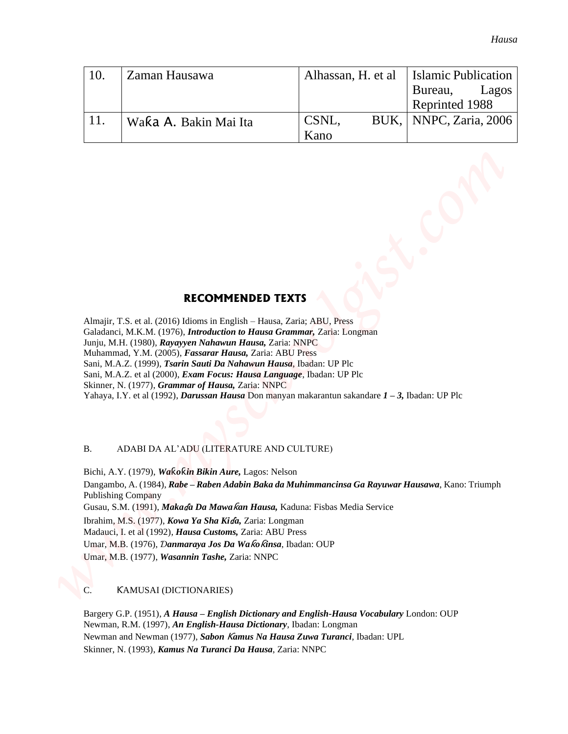| 10. | Zaman Hausawa | Alhassan, H. et al | Islamic Publication Bureau, Lagos Reprinted 1988 |
|---|---|---|---|
| 11. | Waƙa A. Bakin Mai Ita | CSNL, BUK, Kano | NNPC, Zaria, 2006 |

## RECOMMENDED TEXTS

Almajir, T.S. et al. (2016) Idioms in English – Hausa, Zaria; ABU, Press
Galadanci, M.K.M. (1976), ***Introduction to Hausa Grammar,*** Zaria: Longman
Junju, M.H. (1980), ***Rayayyen Nahawun Hausa,*** Zaria: NNPC
Muhammad, Y.M. (2005), ***Fassarar Hausa,*** Zaria: ABU Press
Sani, M.A.Z. (1999), ***Tsarin Sauti Da Nahawun Hausa***, Ibadan: UP Plc
Sani, M.A.Z. et al (2000), ***Exam Focus: Hausa Language***, Ibadan: UP Plc
Skinner, N. (1977), ***Grammar of Hausa,*** Zaria: NNPC
Yahaya, I.Y. et al (1992), ***Darussan Hausa*** Don manyan makarantun sakandare ***1 – 3,*** Ibadan: UP Plc

B. ADABI DA AL'ADU (LITERATURE AND CULTURE)

Bichi, A.Y. (1979), ***Waƙoƙin Bikin Aure,*** Lagos: Nelson
Dangambo, A. (1984), ***Rabe – Raben Adabin Baka da Muhimmancinsa Ga Rayuwar Hausawa***, Kano: Triumph Publishing Company
Gusau, S.M. (1991), ***Makaɗa Da Mawaƙan Hausa,*** Kaduna: Fisbas Media Service
Ibrahim, M.S. (1977), ***Kowa Ya Sha Kiɗa,*** Zaria: Longman
Madauci, I. et al (1992), ***Hausa Customs,*** Zaria: ABU Press
Umar, M.B. (1976), ***Ɗanmaraya Jos Da Waƙoƙinsa***, Ibadan: OUP
Umar, M.B. (1977), ***Wasannin Tashe,*** Zaria: NNPC

C. ƘAMUSAI (DICTIONARIES)

Bargery G.P. (1951), ***A Hausa – English Dictionary and English-Hausa Vocabulary*** London: OUP
Newman, R.M. (1997), ***An English-Hausa Dictionary***, Ibadan: Longman
Newman and Newman (1977), ***Sabon Ƙamus Na Hausa Zuwa Turanci***, Ibadan: UPL
Skinner, N. (1993), ***Kamus Na Turanci Da Hausa***, Zaria: NNPC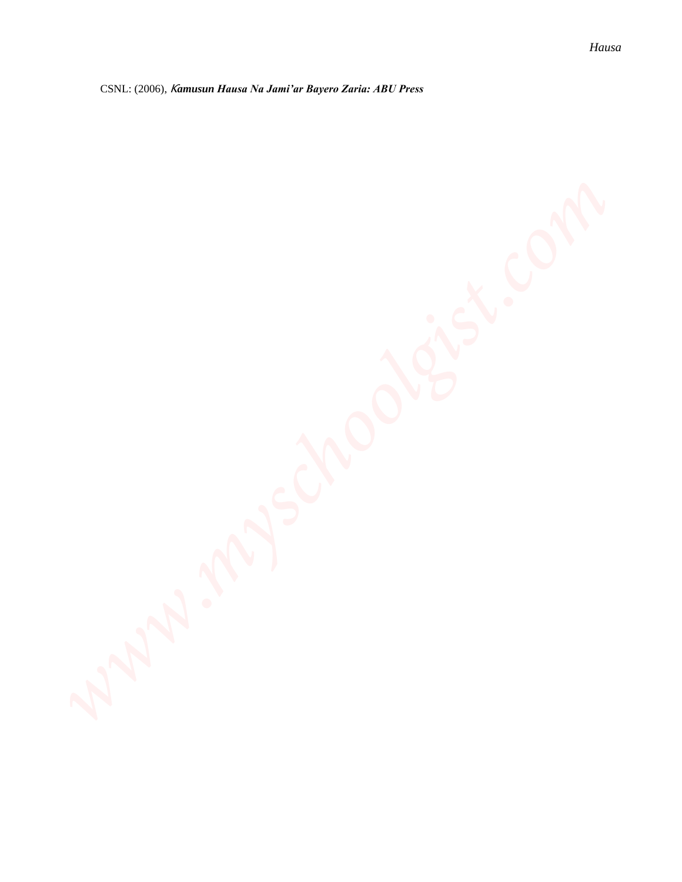CSNL: (2006), ***Ƙamusun Hausa Na Jami'ar Bayero Zaria: ABU Press***